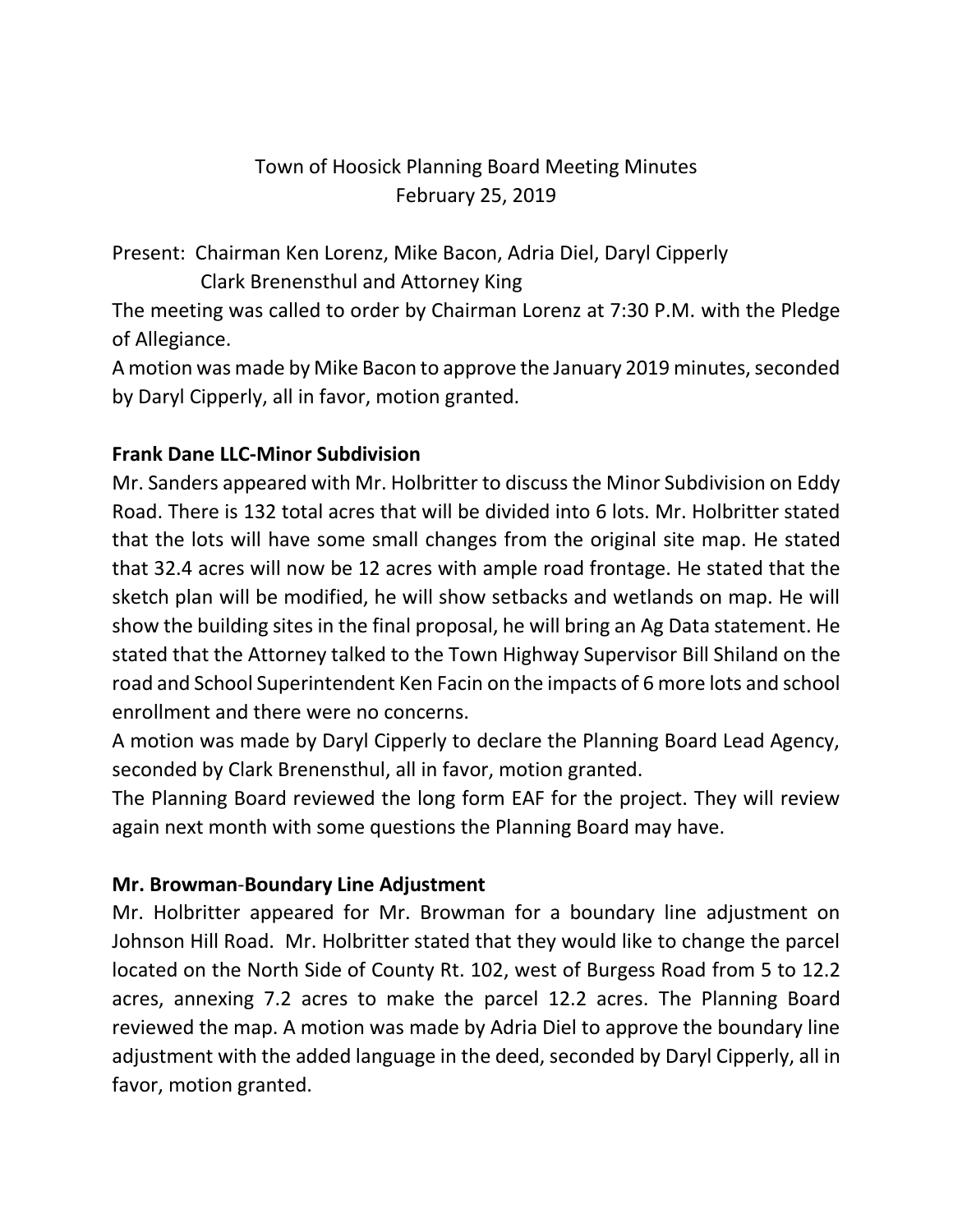# Town of Hoosick Planning Board Meeting Minutes
## February 25, 2019

Present: Chairman Ken Lorenz, Mike Bacon, Adria Diel, Daryl Cipperly
Clark Brenensthul and Attorney King

The meeting was called to order by Chairman Lorenz at 7:30 P.M. with the Pledge of Allegiance.

A motion was made by Mike Bacon to approve the January 2019 minutes, seconded by Daryl Cipperly, all in favor, motion granted.

**Frank Dane LLC-Minor Subdivision**

Mr. Sanders appeared with Mr. Holbritter to discuss the Minor Subdivision on Eddy Road. There is 132 total acres that will be divided into 6 lots. Mr. Holbritter stated that the lots will have some small changes from the original site map. He stated that 32.4 acres will now be 12 acres with ample road frontage. He stated that the sketch plan will be modified, he will show setbacks and wetlands on map. He will show the building sites in the final proposal, he will bring an Ag Data statement. He stated that the Attorney talked to the Town Highway Supervisor Bill Shiland on the road and School Superintendent Ken Facin on the impacts of 6 more lots and school enrollment and there were no concerns.

A motion was made by Daryl Cipperly to declare the Planning Board Lead Agency, seconded by Clark Brenensthul, all in favor, motion granted.

The Planning Board reviewed the long form EAF for the project. They will review again next month with some questions the Planning Board may have.

**Mr. Browman-Boundary Line Adjustment**

Mr. Holbritter appeared for Mr. Browman for a boundary line adjustment on Johnson Hill Road. Mr. Holbritter stated that they would like to change the parcel located on the North Side of County Rt. 102, west of Burgess Road from 5 to 12.2 acres, annexing 7.2 acres to make the parcel 12.2 acres. The Planning Board reviewed the map. A motion was made by Adria Diel to approve the boundary line adjustment with the added language in the deed, seconded by Daryl Cipperly, all in favor, motion granted.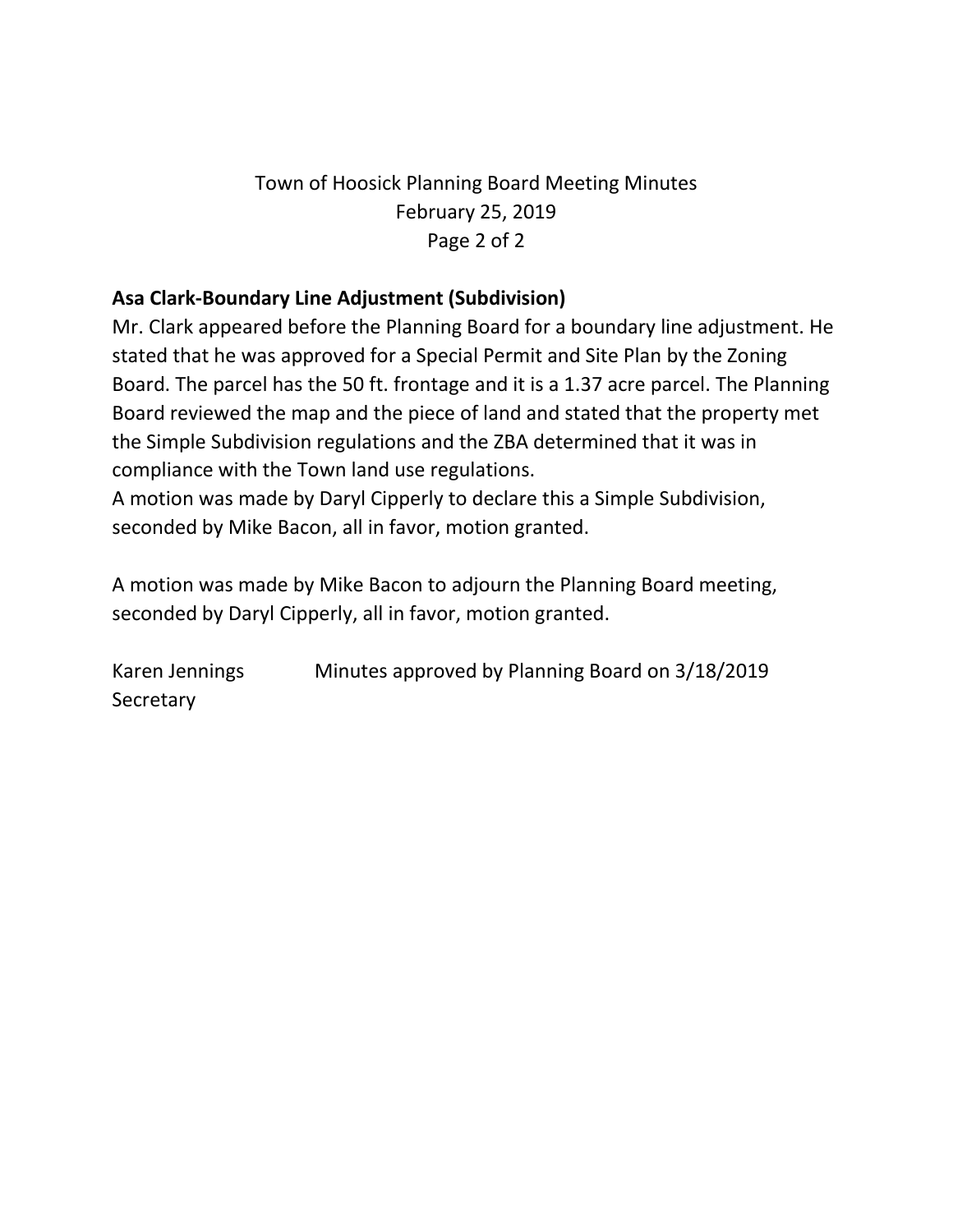**Asa Clark-Boundary Line Adjustment (Subdivision)**

Mr. Clark appeared before the Planning Board for a boundary line adjustment. He stated that he was approved for a Special Permit and Site Plan by the Zoning Board. The parcel has the 50 ft. frontage and it is a 1.37 acre parcel. The Planning Board reviewed the map and the piece of land and stated that the property met the Simple Subdivision regulations and the ZBA determined that it was in compliance with the Town land use regulations.

A motion was made by Daryl Cipperly to declare this a Simple Subdivision, seconded by Mike Bacon, all in favor, motion granted.

A motion was made by Mike Bacon to adjourn the Planning Board meeting, seconded by Daryl Cipperly, all in favor, motion granted.

Karen Jennings	Minutes approved by Planning Board on 3/18/2019
Secretary